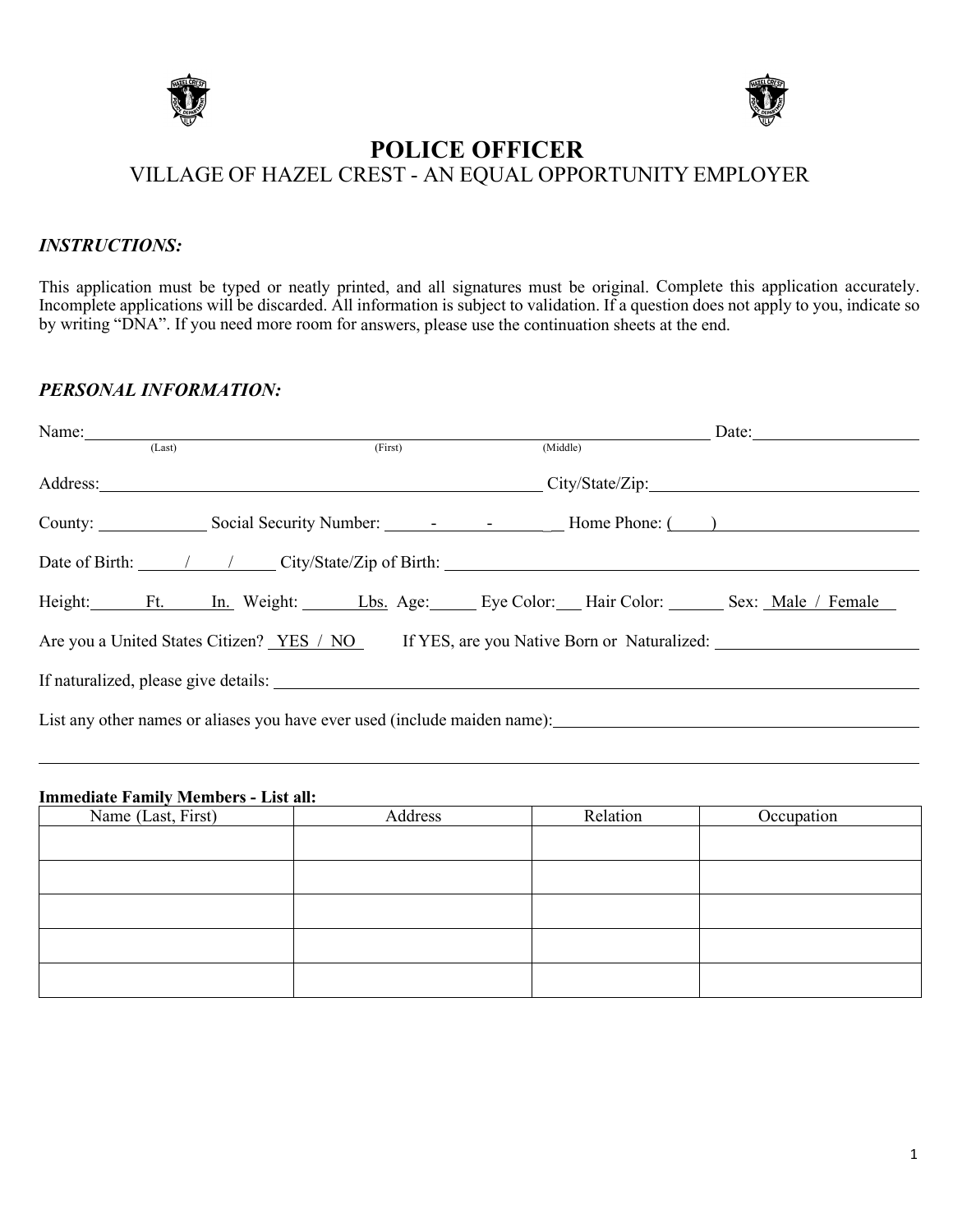# POLICE OFFICER

VILLAGE OF HAZEL CREST - AN EQUAL OPPORTUNITY EMPLOYER

***INSTRUCTIONS:***

This application must be typed or neatly printed, and all signatures must be original. Complete this application accurately. Incomplete applications will be discarded. All information is subject to validation. If a question does not apply to you, indicate so by writing "DNA". If you need more room for answers, please use the continuation sheets at the end.

***PERSONAL INFORMATION:***

Name: ______________________________________________ Date: ____________________
(Last) (First) (Middle)

Address: ______________________________________________ City/State/Zip: ______________________________

County: ____________ Social Security Number: _____-_____-______ Home Phone: (____) ______________________

Date of Birth: _____/_____/_____ City/State/Zip of Birth: ______________________________________________

Height: ______Ft. ______In. Weight: ______Lbs. Age: _____ Eye Color: ___ Hair Color: ______ Sex: Male / Female

Are you a United States Citizen? YES / NO If YES, are you Native Born or Naturalized: ______________________

If naturalized, please give details: ______________________________________________

List any other names or aliases you have ever used (include maiden name): ______________________________

______________________________________________________________________________

**Immediate Family Members - List all:**

| Name (Last, First) | Address | Relation | Occupation |
|---|---|---|---|
| | | | |
| | | | |
| | | | |
| | | | |
| | | | |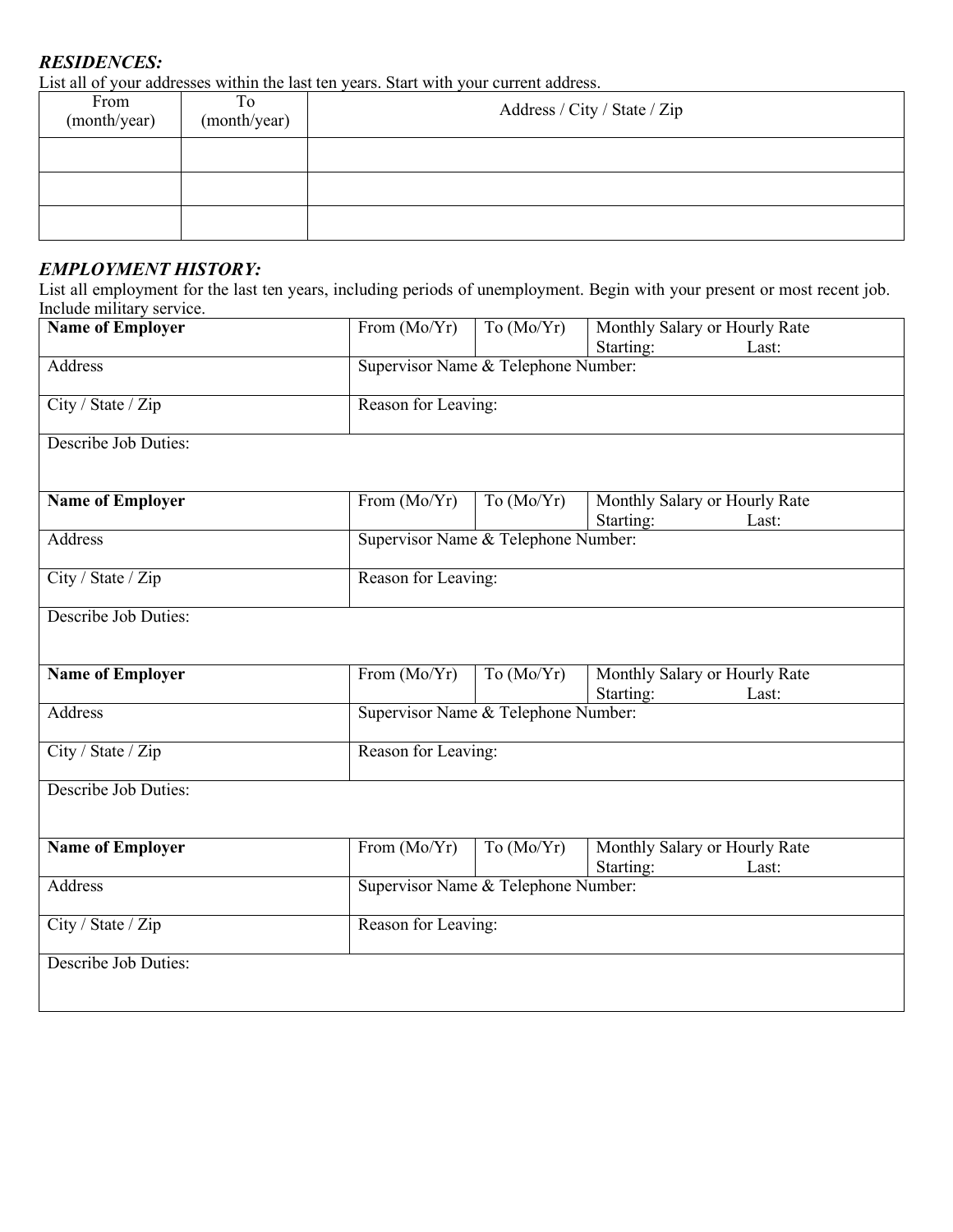### *RESIDENCES:*

List all of your addresses within the last ten years. Start with your current address.

| From (month/year) | To (month/year) | Address / City / State / Zip |
|---|---|---|
| | | |
| | | |
| | | |

### *EMPLOYMENT HISTORY:*

List all employment for the last ten years, including periods of unemployment. Begin with your present or most recent job. Include military service.

| **Name of Employer** | From (Mo/Yr) | To (Mo/Yr) | Monthly Salary or Hourly Rate Starting: Last: |
|---|---|---|---|
| Address | Supervisor Name & Telephone Number: | | |
| City / State / Zip | Reason for Leaving: | | |
| Describe Job Duties: | | | |

| **Name of Employer** | From (Mo/Yr) | To (Mo/Yr) | Monthly Salary or Hourly Rate Starting: Last: |
|---|---|---|---|
| Address | Supervisor Name & Telephone Number: | | |
| City / State / Zip | Reason for Leaving: | | |
| Describe Job Duties: | | | |

| **Name of Employer** | From (Mo/Yr) | To (Mo/Yr) | Monthly Salary or Hourly Rate Starting: Last: |
|---|---|---|---|
| Address | Supervisor Name & Telephone Number: | | |
| City / State / Zip | Reason for Leaving: | | |
| Describe Job Duties: | | | |

| **Name of Employer** | From (Mo/Yr) | To (Mo/Yr) | Monthly Salary or Hourly Rate Starting: Last: |
|---|---|---|---|
| Address | Supervisor Name & Telephone Number: | | |
| City / State / Zip | Reason for Leaving: | | |
| Describe Job Duties: | | | |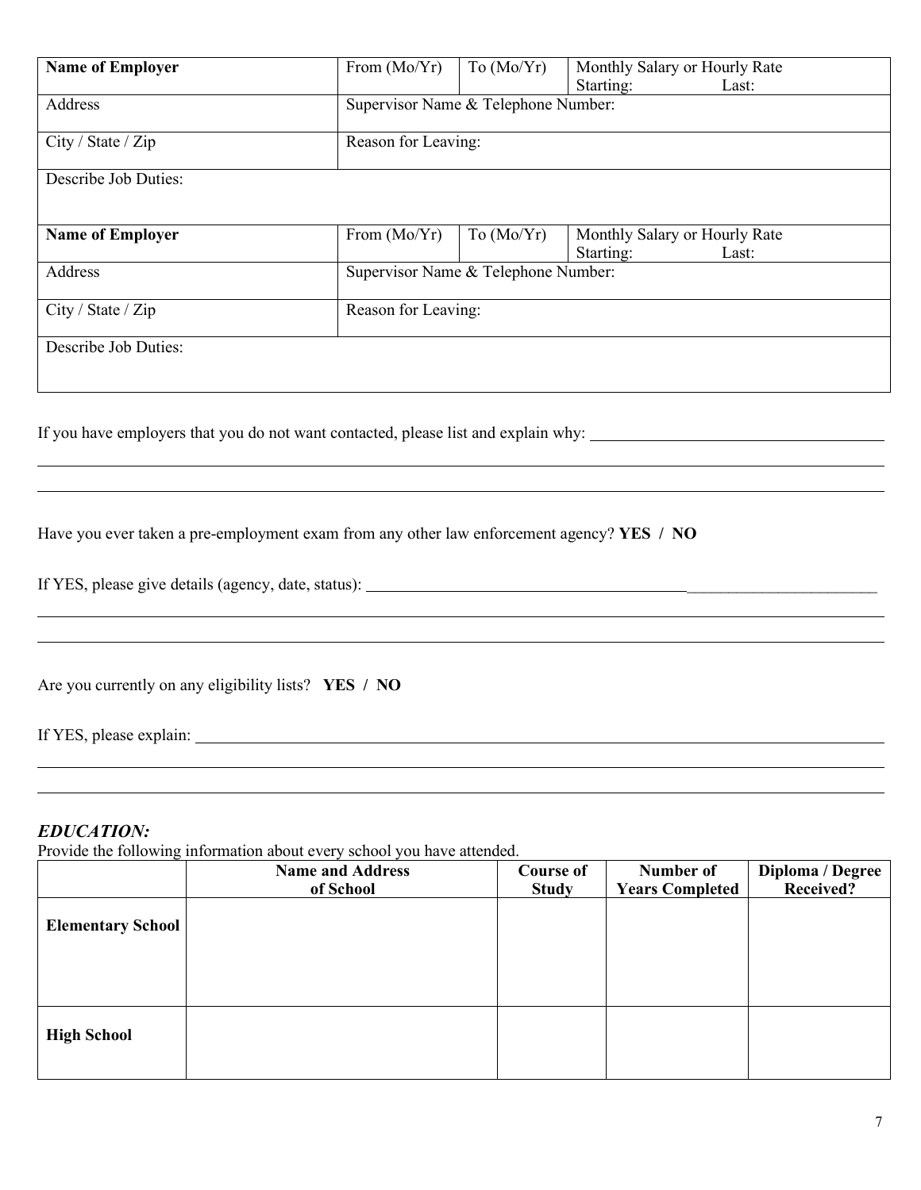| Name of Employer | From (Mo/Yr) | To (Mo/Yr) | Monthly Salary or Hourly Rate<br>Starting: Last: |
|---|---|---|---|
| Address | Supervisor Name & Telephone Number: | | |
| City / State / Zip | Reason for Leaving: | | |
| Describe Job Duties: | | | |

| Name of Employer | From (Mo/Yr) | To (Mo/Yr) | Monthly Salary or Hourly Rate<br>Starting: Last: |
|---|---|---|---|
| Address | Supervisor Name & Telephone Number: | | |
| City / State / Zip | Reason for Leaving: | | |
| Describe Job Duties: | | | |

If you have employers that you do not want contacted, please list and explain why: ____________________

____________________________________________________________

____________________________________________________________

Have you ever taken a pre-employment exam from any other law enforcement agency? **YES / NO**

If YES, please give details (agency, date, status): ____________________

____________________________________________________________

____________________________________________________________

Are you currently on any eligibility lists? **YES / NO**

If YES, please explain: ____________________

____________________________________________________________

____________________________________________________________

## *EDUCATION:*

Provide the following information about every school you have attended.

| | Name and Address of School | Course of Study | Number of Years Completed | Diploma / Degree Received? |
|---|---|---|---|---|
| **Elementary School** | | | | |
| **High School** | | | | |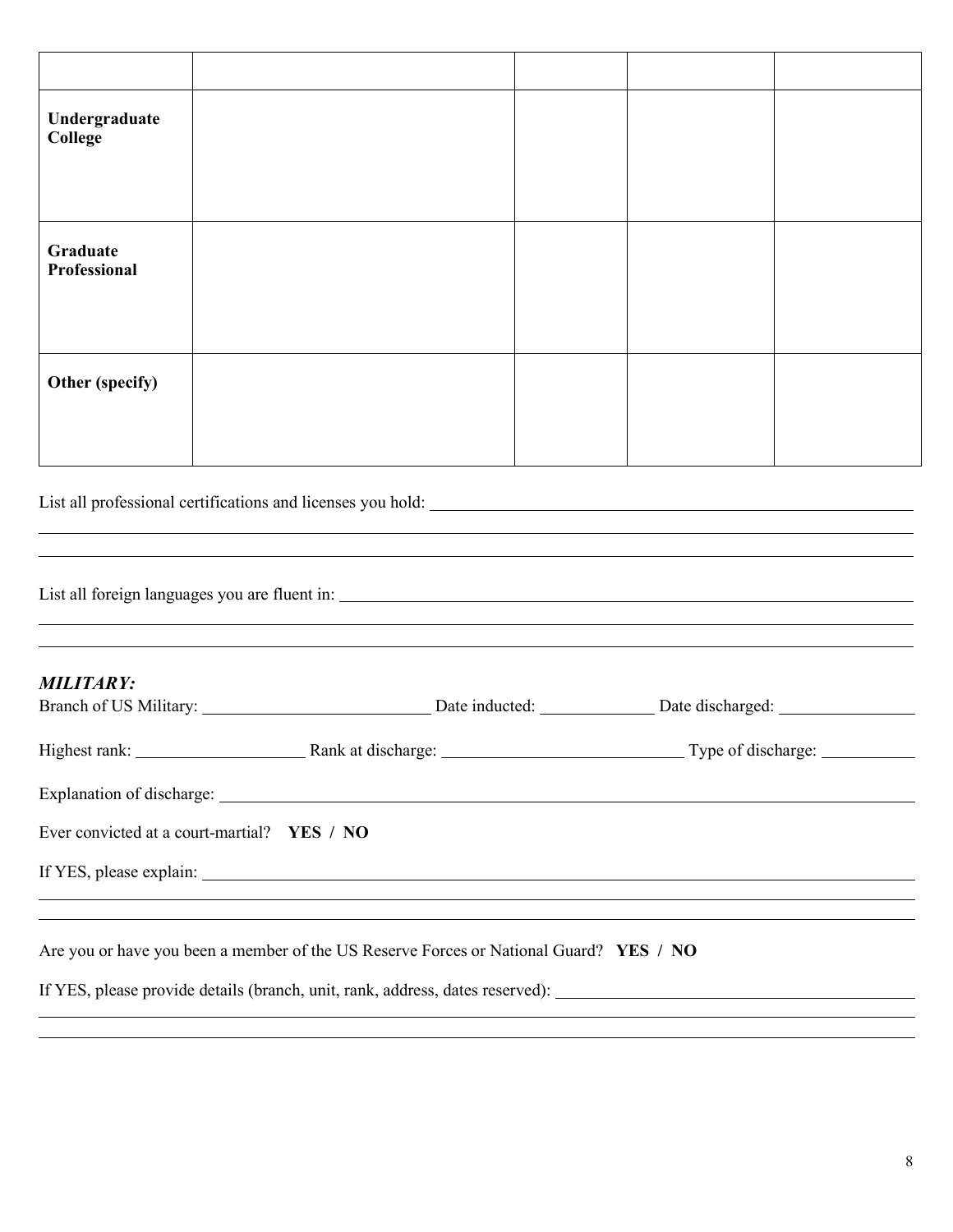| | | | | |
|---|---|---|---|---|
| **Undergraduate College** | | | | |
| **Graduate Professional** | | | | |
| **Other (specify)** | | | | |

List all professional certifications and licenses you hold: ______________________________

______________________________

______________________________

List all foreign languages you are fluent in: ______________________________

______________________________

______________________________

***MILITARY:***

Branch of US Military: ______________ Date inducted: ______________ Date discharged: ______________

Highest rank: ______________ Rank at discharge: ______________ Type of discharge: ______________

Explanation of discharge: ______________________________

Ever convicted at a court-martial? **YES / NO**

If YES, please explain: ______________________________

______________________________

______________________________

Are you or have you been a member of the US Reserve Forces or National Guard? **YES / NO**

If YES, please provide details (branch, unit, rank, address, dates reserved): ______________________________

______________________________

______________________________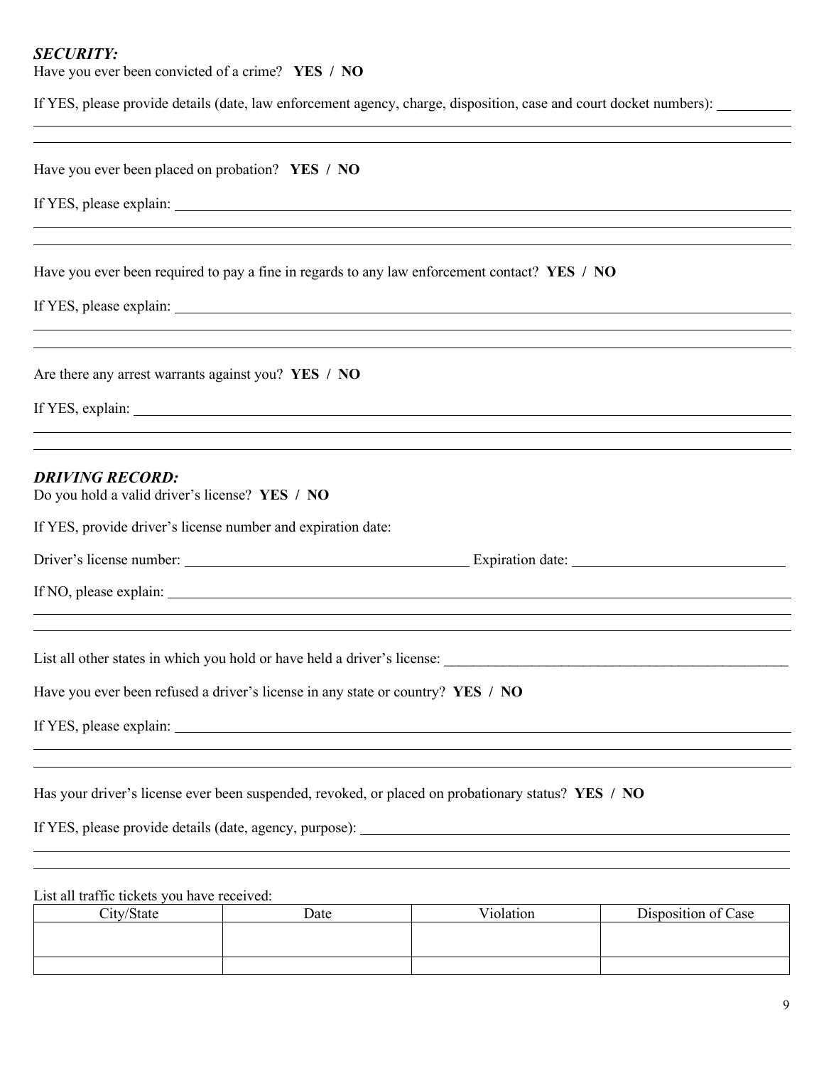***SECURITY:***

Have you ever been convicted of a crime? **YES / NO**

If YES, please provide details (date, law enforcement agency, charge, disposition, case and court docket numbers): ___________

Have you ever been placed on probation? **YES / NO**

If YES, please explain: ___________

Have you ever been required to pay a fine in regards to any law enforcement contact? **YES / NO**

If YES, please explain: ___________

Are there any arrest warrants against you? **YES / NO**

If YES, explain: ___________

***DRIVING RECORD:***

Do you hold a valid driver's license? **YES / NO**

If YES, provide driver's license number and expiration date:

Driver's license number: ___________ Expiration date: ___________

If NO, please explain: ___________

List all other states in which you hold or have held a driver's license: ___________

Have you ever been refused a driver's license in any state or country? **YES / NO**

If YES, please explain: ___________

Has your driver's license ever been suspended, revoked, or placed on probationary status? **YES / NO**

If YES, please provide details (date, agency, purpose): ___________

List all traffic tickets you have received:

| City/State | Date | Violation | Disposition of Case |
|---|---|---|---|
| | | | |
| | | | |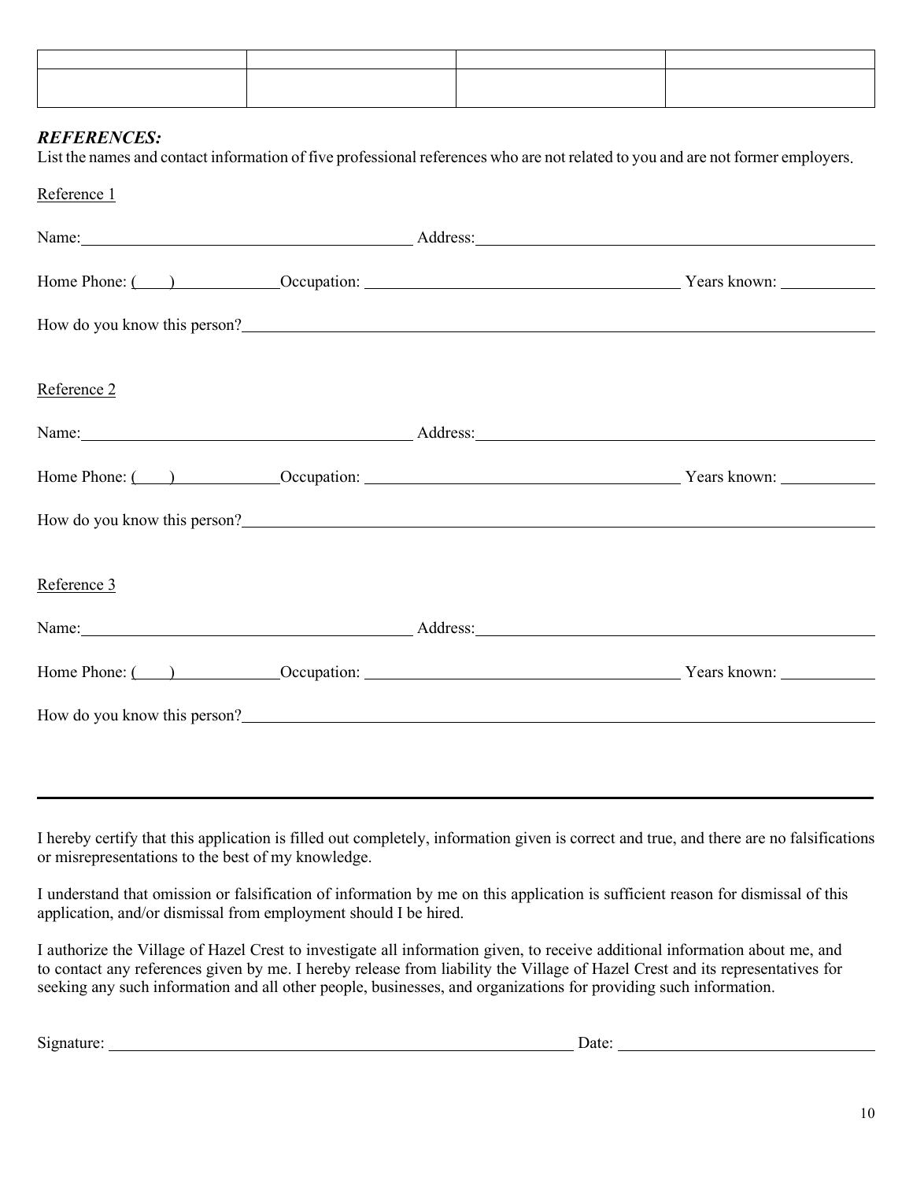| | | | |
|---|---|---|---|
| | | | |

***REFERENCES:***

List the names and contact information of five professional references who are not related to you and are not former employers.

Reference 1

Name: ______________________ Address: ______________________

Home Phone: (\_\_\_\_) ____________ Occupation: ______________________ Years known: __________

How do you know this person? ______________________________________________

Reference 2

Name: ______________________ Address: ______________________

Home Phone: (\_\_\_\_) ____________ Occupation: ______________________ Years known: __________

How do you know this person? ______________________________________________

Reference 3

Name: ______________________ Address: ______________________

Home Phone: (\_\_\_\_) ____________ Occupation: ______________________ Years known: __________

How do you know this person? ______________________________________________

---

I hereby certify that this application is filled out completely, information given is correct and true, and there are no falsifications or misrepresentations to the best of my knowledge.

I understand that omission or falsification of information by me on this application is sufficient reason for dismissal of this application, and/or dismissal from employment should I be hired.

I authorize the Village of Hazel Crest to investigate all information given, to receive additional information about me, and to contact any references given by me. I hereby release from liability the Village of Hazel Crest and its representatives for seeking any such information and all other people, businesses, and organizations for providing such information.

Signature: ______________________________ Date: ____________________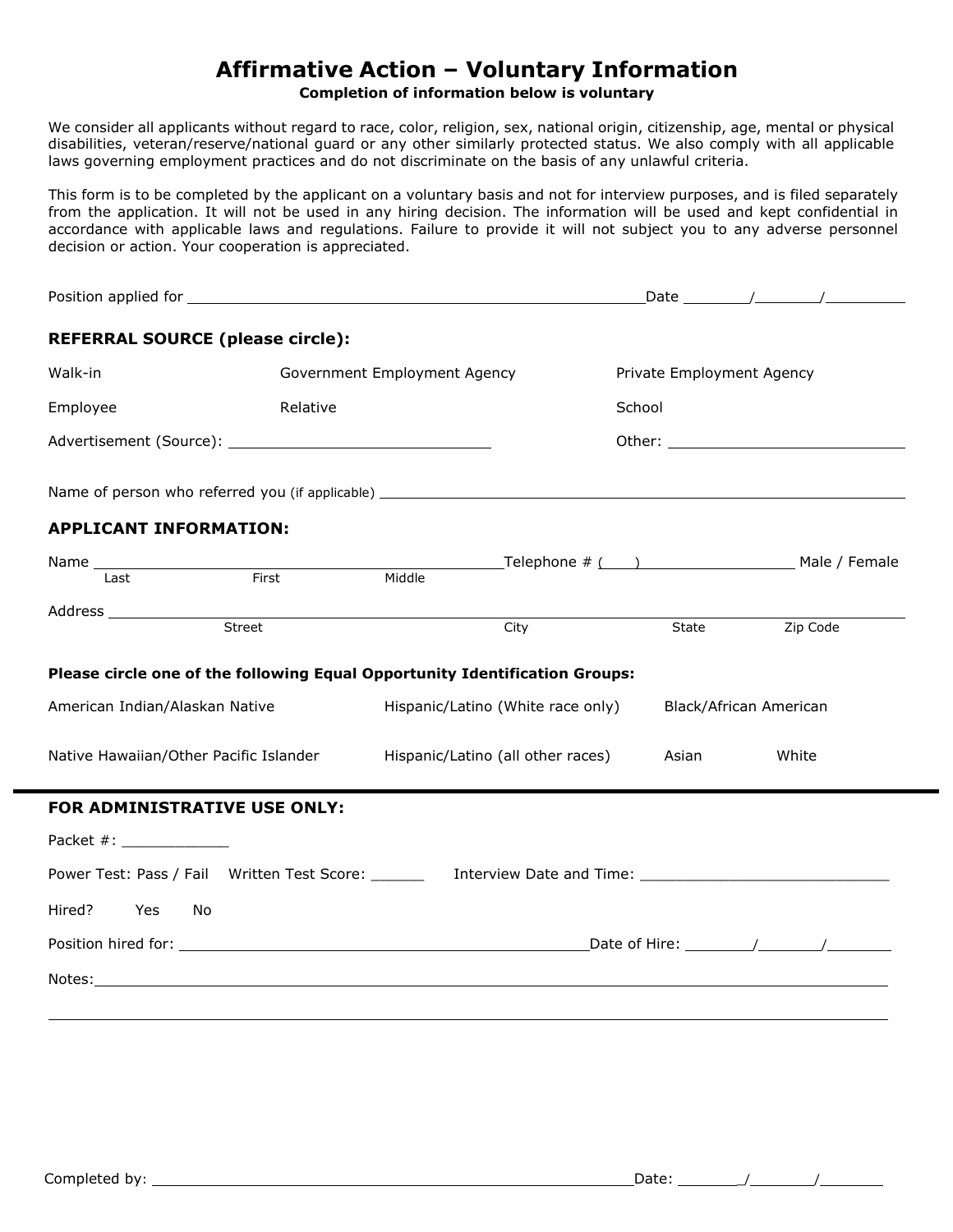# Affirmative Action – Voluntary Information

**Completion of information below is voluntary**

We consider all applicants without regard to race, color, religion, sex, national origin, citizenship, age, mental or physical disabilities, veteran/reserve/national guard or any other similarly protected status. We also comply with all applicable laws governing employment practices and do not discriminate on the basis of any unlawful criteria.

This form is to be completed by the applicant on a voluntary basis and not for interview purposes, and is filed separately from the application. It will not be used in any hiring decision. The information will be used and kept confidential in accordance with applicable laws and regulations. Failure to provide it will not subject you to any adverse personnel decision or action. Your cooperation is appreciated.

Position applied for ______________________________________________ Date _______/_______/________

**REFERRAL SOURCE (please circle):**

| | | |
|---|---|---|
| Walk-in | Government Employment Agency | Private Employment Agency |
| Employee | Relative | School |
| Advertisement (Source): ___________________________ | | Other: ___________________________ |

Name of person who referred you (if applicable) ______________________________________________

**APPLICANT INFORMATION:**

Name ______________________________________________ Telephone # (     ) __________________ Male / Female
Last          First          Middle

Address ____________________________________________________________________________
Street          City          State          Zip Code

**Please circle one of the following Equal Opportunity Identification Groups:**

| | | | |
|---|---|---|---|
| American Indian/Alaskan Native | Hispanic/Latino (White race only) | Black/African American | |
| Native Hawaiian/Other Pacific Islander | Hispanic/Latino (all other races) | Asian | White |

---

**FOR ADMINISTRATIVE USE ONLY:**

Packet #: ____________

Power Test: Pass / Fail    Written Test Score: ______    Interview Date and Time: ____________________________

Hired?    Yes    No

Position hired for: ______________________________________________ Date of Hire: _______/_______/_______

Notes: ____________________________________________________________________________

____________________________________________________________________________________

Completed by: ______________________________________________________ Date: _______/_______/_______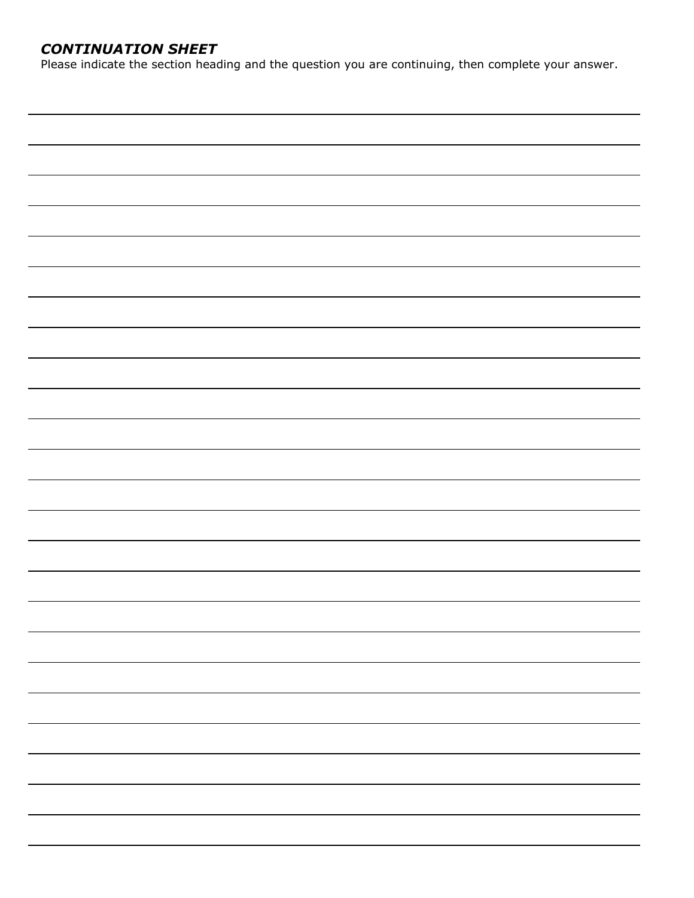***CONTINUATION SHEET***

Please indicate the section heading and the question you are continuing, then complete your answer.